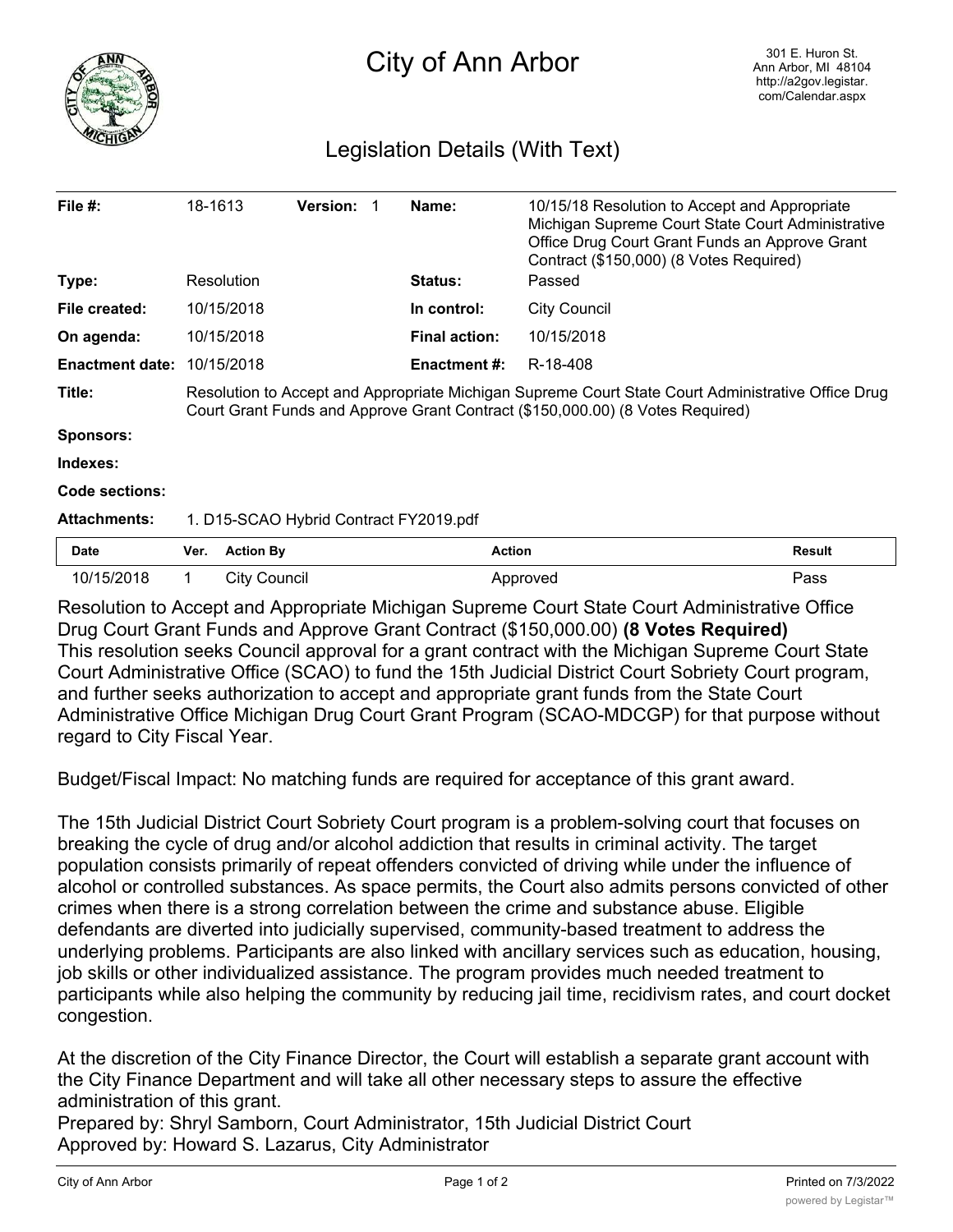# City of Ann Arbor

301 E. Huron St.
Ann Arbor, MI 48104
http://a2gov.legistar.com/Calendar.aspx

## Legislation Details (With Text)

| | | | | | |
|---|---|---|---|---|---|
| **File #:** | 18-1613 | **Version:** 1 | | **Name:** | 10/15/18 Resolution to Accept and Appropriate Michigan Supreme Court State Court Administrative Office Drug Court Grant Funds an Approve Grant Contract ($150,000) (8 Votes Required) |
| **Type:** | Resolution | | | **Status:** | Passed |
| **File created:** | 10/15/2018 | | | **In control:** | City Council |
| **On agenda:** | 10/15/2018 | | | **Final action:** | 10/15/2018 |
| **Enactment date:** | 10/15/2018 | | | **Enactment #:** | R-18-408 |

**Title:** Resolution to Accept and Appropriate Michigan Supreme Court State Court Administrative Office Drug Court Grant Funds and Approve Grant Contract ($150,000.00) (8 Votes Required)

**Sponsors:**

**Indexes:**

**Code sections:**

**Attachments:** 1. D15-SCAO Hybrid Contract FY2019.pdf

| Date | Ver. | Action By | Action | Result |
|---|---|---|---|---|
| 10/15/2018 | 1 | City Council | Approved | Pass |

Resolution to Accept and Appropriate Michigan Supreme Court State Court Administrative Office Drug Court Grant Funds and Approve Grant Contract ($150,000.00) **(8 Votes Required)**
This resolution seeks Council approval for a grant contract with the Michigan Supreme Court State Court Administrative Office (SCAO) to fund the 15th Judicial District Court Sobriety Court program, and further seeks authorization to accept and appropriate grant funds from the State Court Administrative Office Michigan Drug Court Grant Program (SCAO-MDCGP) for that purpose without regard to City Fiscal Year.

Budget/Fiscal Impact: No matching funds are required for acceptance of this grant award.

The 15th Judicial District Court Sobriety Court program is a problem-solving court that focuses on breaking the cycle of drug and/or alcohol addiction that results in criminal activity. The target population consists primarily of repeat offenders convicted of driving while under the influence of alcohol or controlled substances. As space permits, the Court also admits persons convicted of other crimes when there is a strong correlation between the crime and substance abuse. Eligible defendants are diverted into judicially supervised, community-based treatment to address the underlying problems. Participants are also linked with ancillary services such as education, housing, job skills or other individualized assistance. The program provides much needed treatment to participants while also helping the community by reducing jail time, recidivism rates, and court docket congestion.

At the discretion of the City Finance Director, the Court will establish a separate grant account with the City Finance Department and will take all other necessary steps to assure the effective administration of this grant.
Prepared by: Shryl Samborn, Court Administrator, 15th Judicial District Court
Approved by: Howard S. Lazarus, City Administrator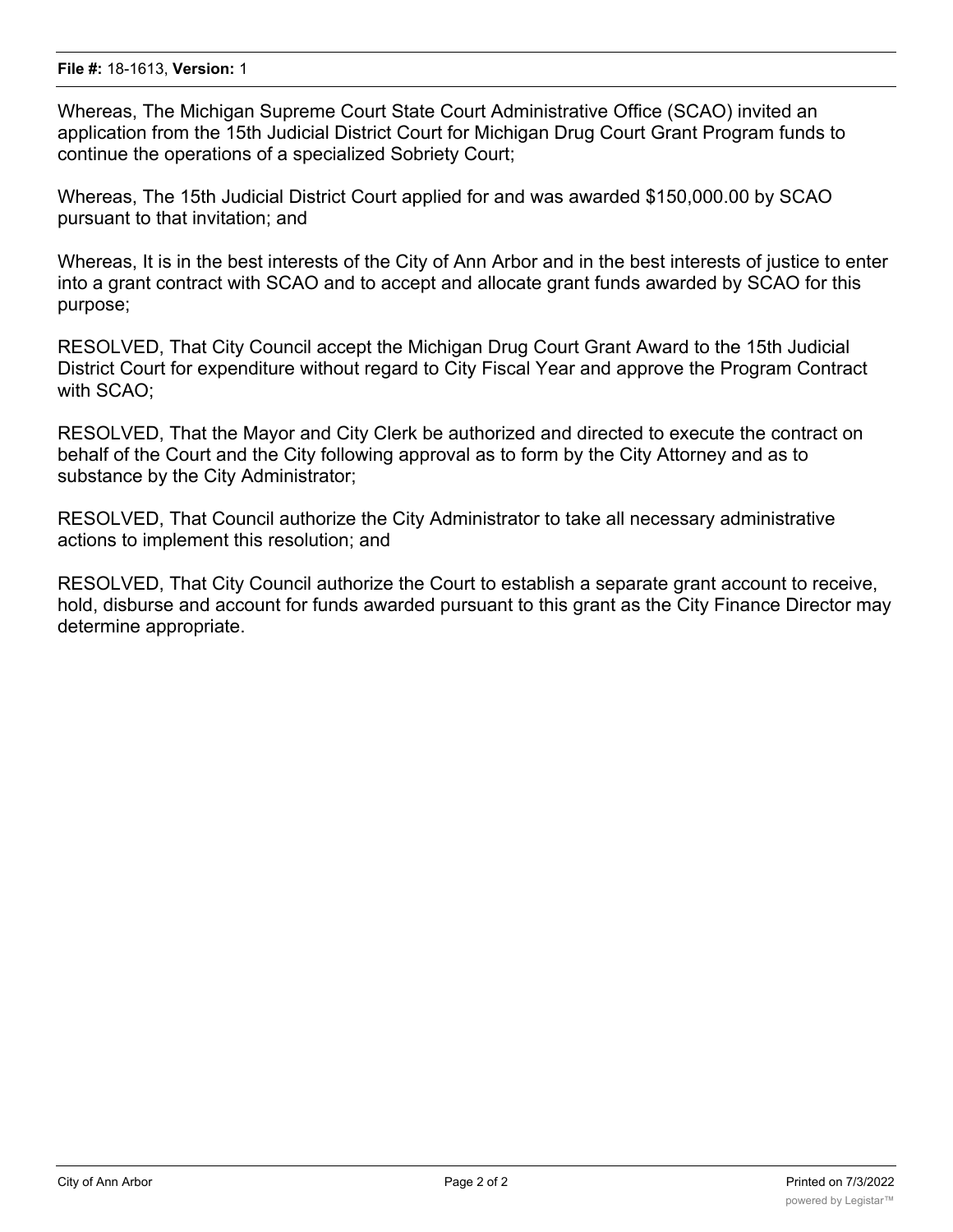Whereas, The Michigan Supreme Court State Court Administrative Office (SCAO) invited an application from the 15th Judicial District Court for Michigan Drug Court Grant Program funds to continue the operations of a specialized Sobriety Court;

Whereas, The 15th Judicial District Court applied for and was awarded $150,000.00 by SCAO pursuant to that invitation; and

Whereas, It is in the best interests of the City of Ann Arbor and in the best interests of justice to enter into a grant contract with SCAO and to accept and allocate grant funds awarded by SCAO for this purpose;

RESOLVED, That City Council accept the Michigan Drug Court Grant Award to the 15th Judicial District Court for expenditure without regard to City Fiscal Year and approve the Program Contract with SCAO;

RESOLVED, That the Mayor and City Clerk be authorized and directed to execute the contract on behalf of the Court and the City following approval as to form by the City Attorney and as to substance by the City Administrator;

RESOLVED, That Council authorize the City Administrator to take all necessary administrative actions to implement this resolution; and

RESOLVED, That City Council authorize the Court to establish a separate grant account to receive, hold, disburse and account for funds awarded pursuant to this grant as the City Finance Director may determine appropriate.